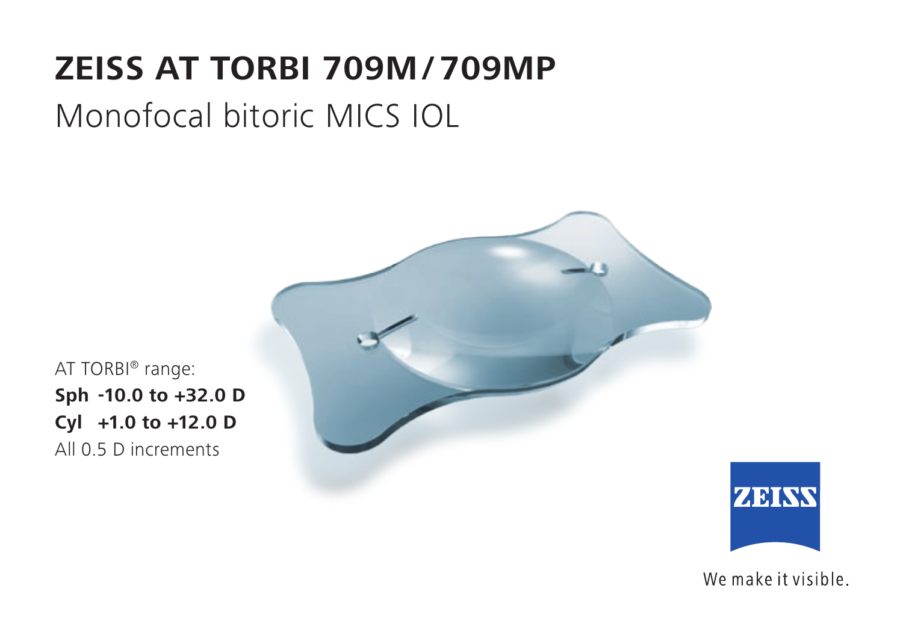# ZEISS AT TORBI 709M / 709MP

## Monofocal bitoric MICS IOL

AT TORBI® range:

**Sph -10.0 to +32.0 D**

**Cyl +1.0 to +12.0 D**

All 0.5 D increments

ZEISS

We make it visible.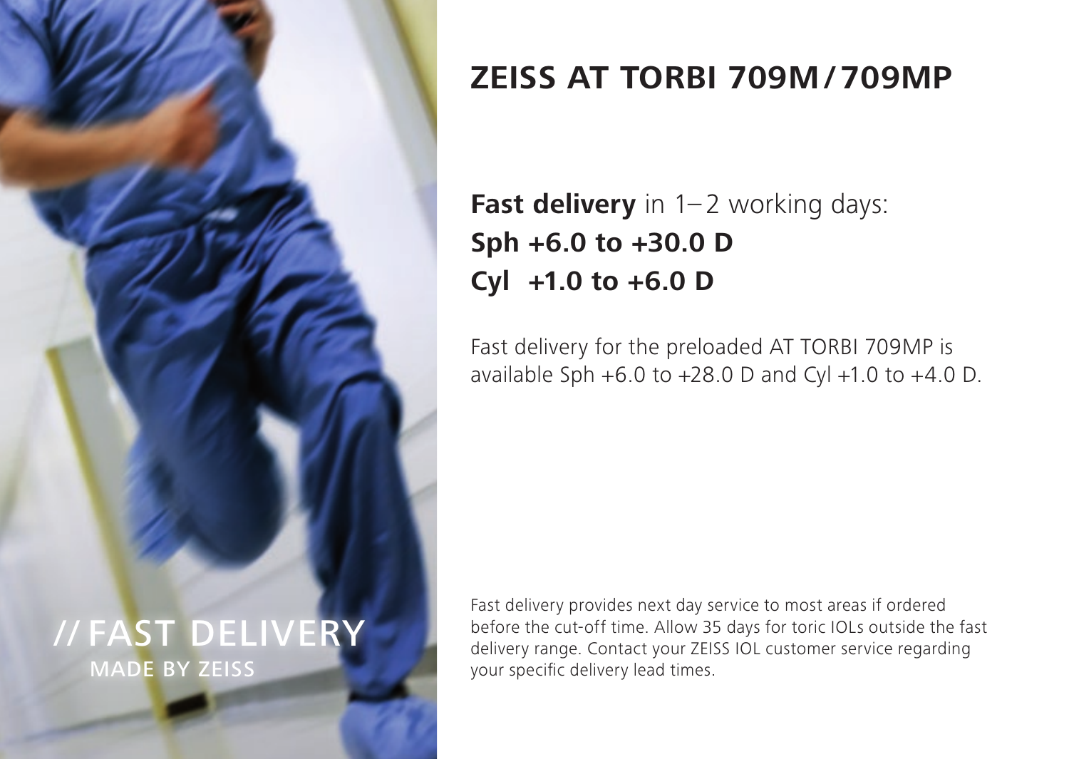// FAST DELIVERY
MADE BY ZEISS

# ZEISS AT TORBI 709M/709MP

**Fast delivery** in 1–2 working days:
**Sph +6.0 to +30.0 D**
**Cyl +1.0 to +6.0 D**

Fast delivery for the preloaded AT TORBI 709MP is available Sph +6.0 to +28.0 D and Cyl +1.0 to +4.0 D.

Fast delivery provides next day service to most areas if ordered before the cut-off time. Allow 35 days for toric IOLs outside the fast delivery range. Contact your ZEISS IOL customer service regarding your specific delivery lead times.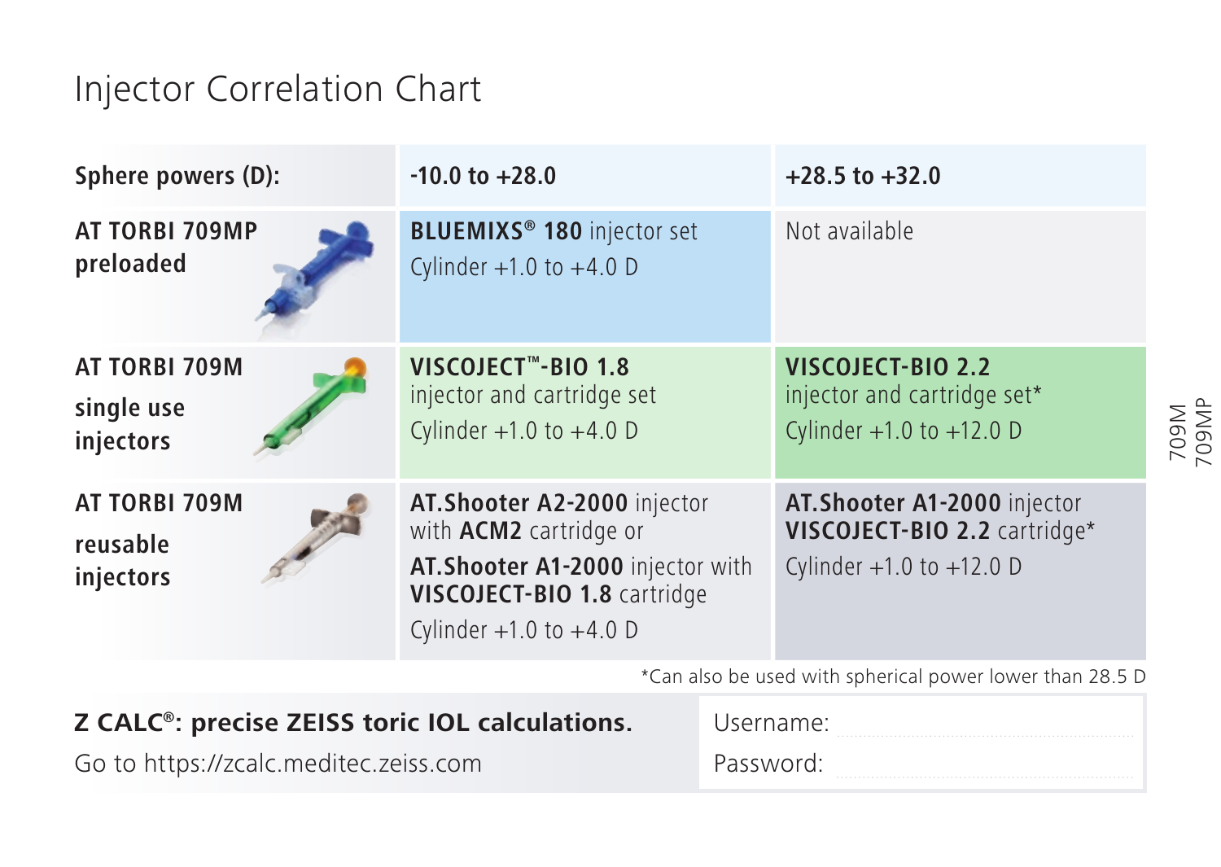# Injector Correlation Chart

| Sphere powers (D): | -10.0 to +28.0 | +28.5 to +32.0 |
|---|---|---|
| **AT TORBI 709MP preloaded** | **BLUEMIXS® 180** injector set<br>Cylinder +1.0 to +4.0 D | Not available |
| **AT TORBI 709M single use injectors** | **VISCOJECT™-BIO 1.8** injector and cartridge set<br>Cylinder +1.0 to +4.0 D | **VISCOJECT-BIO 2.2** injector and cartridge set*<br>Cylinder +1.0 to +12.0 D |
| **AT TORBI 709M reusable injectors** | **AT.Shooter A2-2000** injector with **ACM2** cartridge or<br>**AT.Shooter A1-2000** injector with **VISCOJECT-BIO 1.8** cartridge<br>Cylinder +1.0 to +4.0 D | **AT.Shooter A1-2000** injector<br>**VISCOJECT-BIO 2.2** cartridge*<br>Cylinder +1.0 to +12.0 D |

*Can also be used with spherical power lower than 28.5 D

709M
709MP

**Z CALC®: precise ZEISS toric IOL calculations.**

Go to https://zcalc.meditec.zeiss.com

Username: ...............................

Password: ...............................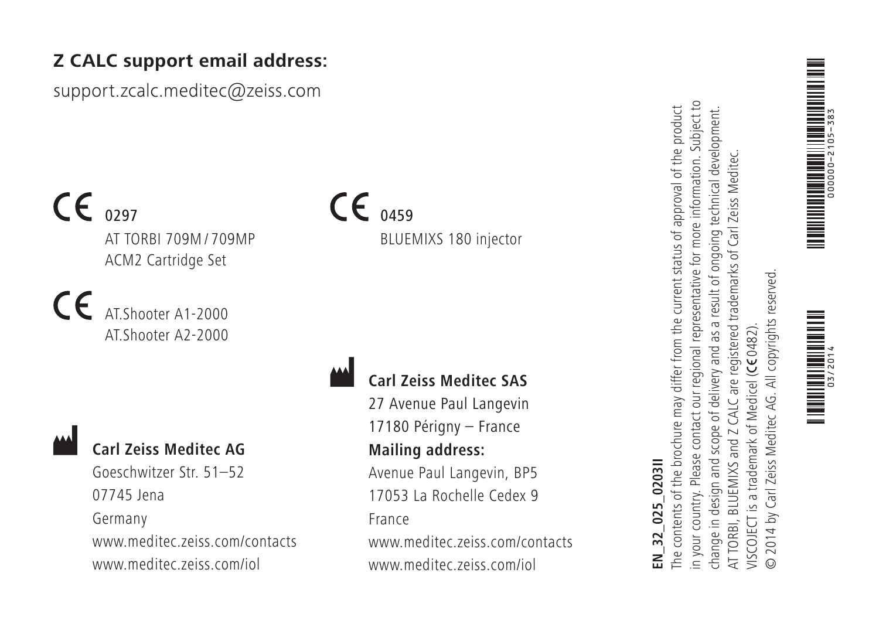**Z CALC support email address:**

support.zcalc.meditec@zeiss.com

CE 0297

AT TORBI 709M / 709MP
ACM2 Cartridge Set

CE 0459

BLUEMIXS 180 injector

CE AT.Shooter A1-2000
AT.Shooter A2-2000

**Carl Zeiss Meditec AG**
Goeschwitzer Str. 51–52
07745 Jena
Germany
www.meditec.zeiss.com/contacts
www.meditec.zeiss.com/iol

**Carl Zeiss Meditec SAS**
27 Avenue Paul Langevin
17180 Périgny – France
**Mailing address:**
Avenue Paul Langevin, BP5
17053 La Rochelle Cedex 9
France
www.meditec.zeiss.com/contacts
www.meditec.zeiss.com/iol

**EN_32_025_0203II**

The contents of the brochure may differ from the current status of approval of the product in your country. Please contact our regional representative for more information. Subject to change in design and scope of delivery and as a result of ongoing technical development. AT TORBI, BLUEMIXS and Z CALC are registered trademarks of Carl Zeiss Meditec. VISCOJECT is a trademark of Medicel (CE 0482).
© 2014 by Carl Zeiss Meditec AG. All copyrights reserved.

03/2014

000000-2105-383